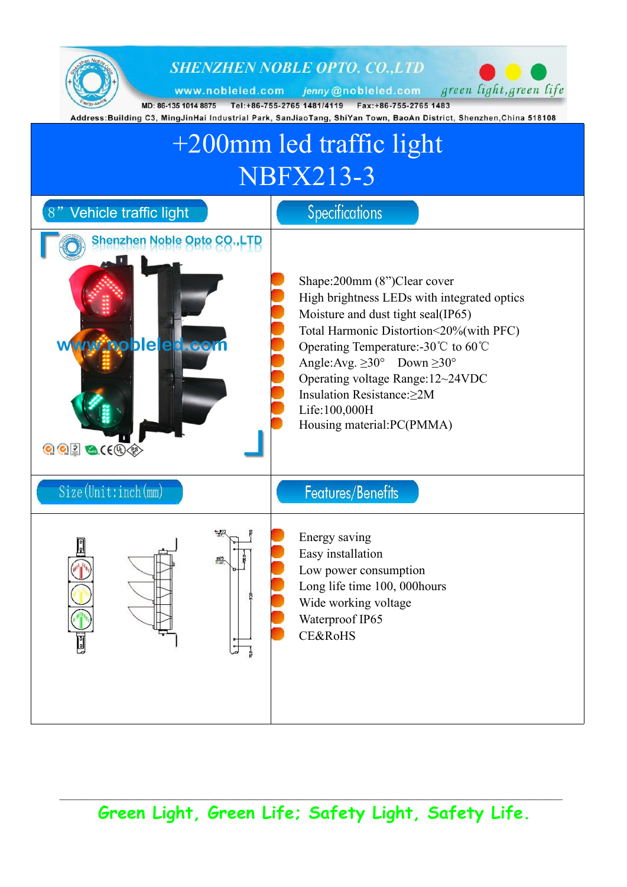SHENZHEN NOBLE OPTO. CO.,LTD

www.nobleled.com jenny@nobleled.com green light,green life

MD: 86-135 1014 8875 Tel:+86-755-2765 1481/4119 Fax:+86-755-2765 1483

Address:Building C3, MingJinHai Industrial Park, SanJiaoTang, ShiYan Town, BaoAn District, Shenzhen,China 518108

# +200mm led traffic light NBFX213-3

## 8” Vehicle traffic light

## Specifications

- Shape:200mm (8”)Clear cover
- High brightness LEDs with integrated optics
- Moisture and dust tight seal(IP65)
- Total Harmonic Distortion<20%(with PFC)
- Operating Temperature:-30℃ to 60℃
- Angle:Avg. ≥30° Down ≥30°
- Operating voltage Range:12~24VDC
- Insulation Resistance:≥2M
- Life:100,000H
- Housing material:PC(PMMA)

## Size(Unit:inch(mm)

## Features/Benefits

- Energy saving
- Easy installation
- Low power consumption
- Long life time 100, 000hours
- Wide working voltage
- Waterproof IP65
- CE&RoHS

Green Light, Green Life; Safety Light, Safety Life.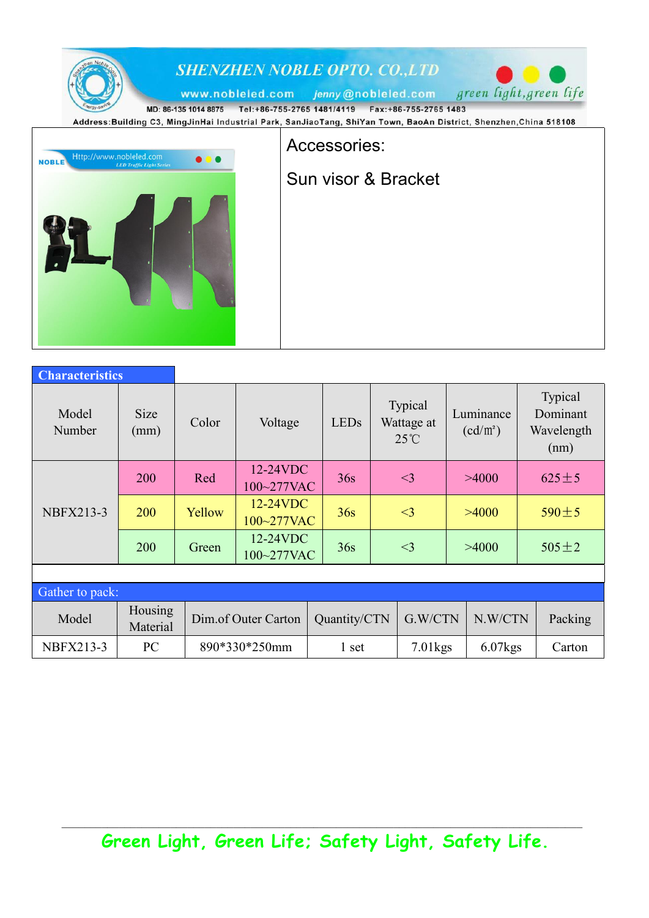Accessories:

Sun visor & Bracket

**Characteristics**

| Model Number | Size (mm) | Color | Voltage | LEDs | Typical Wattage at 25℃ | Luminance (cd/m²) | Typical Dominant Wavelength (nm) |
|---|---|---|---|---|---|---|---|
| NBFX213-3 | 200 | Red | 12-24VDC 100~277VAC | 36s | <3 | >4000 | 625±5 |
| | 200 | Yellow | 12-24VDC 100~277VAC | 36s | <3 | >4000 | 590±5 |
| | 200 | Green | 12-24VDC 100~277VAC | 36s | <3 | >4000 | 505±2 |

Gather to pack:

| Model | Housing Material | Dim.of Outer Carton | Quantity/CTN | G.W/CTN | N.W/CTN | Packing |
|---|---|---|---|---|---|---|
| NBFX213-3 | PC | 890*330*250mm | 1 set | 7.01kgs | 6.07kgs | Carton |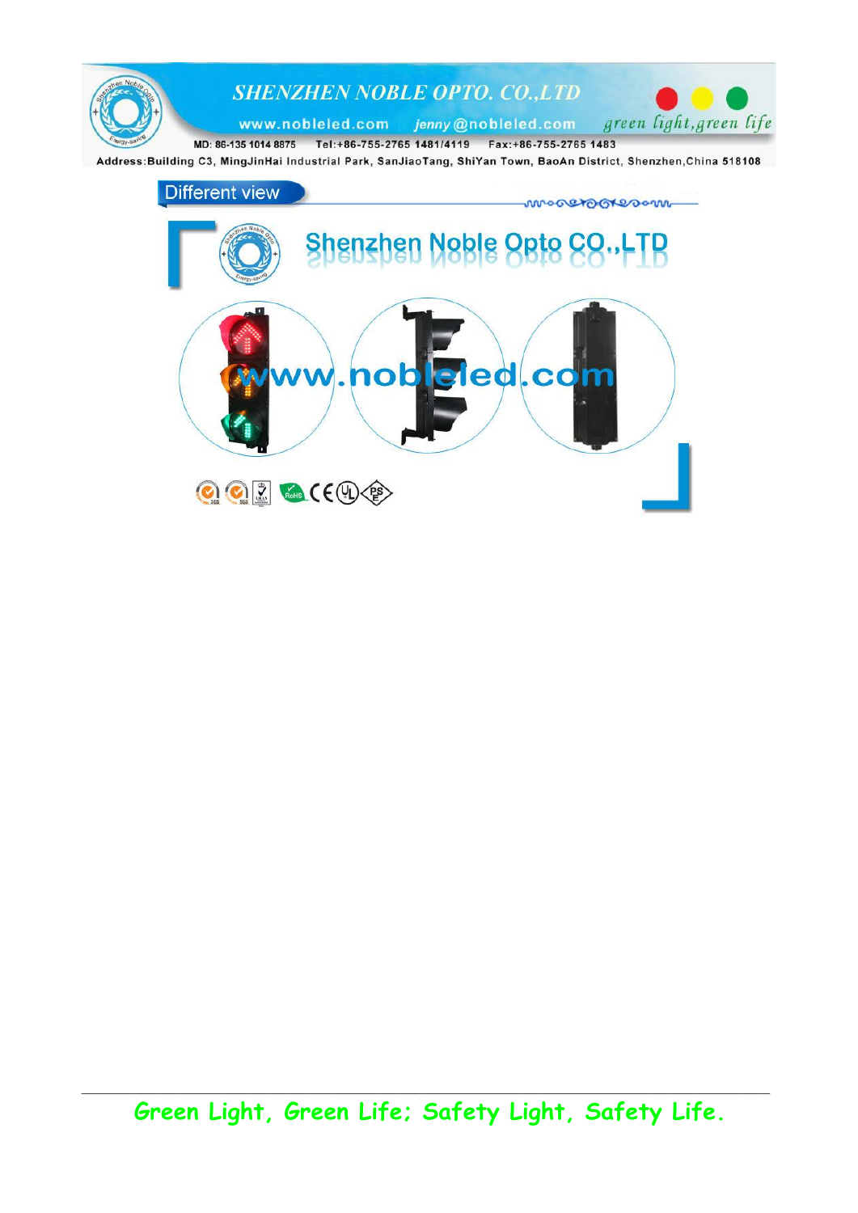## Different view

Shenzhen Noble Opto CO.,LTD

www.nobleled.com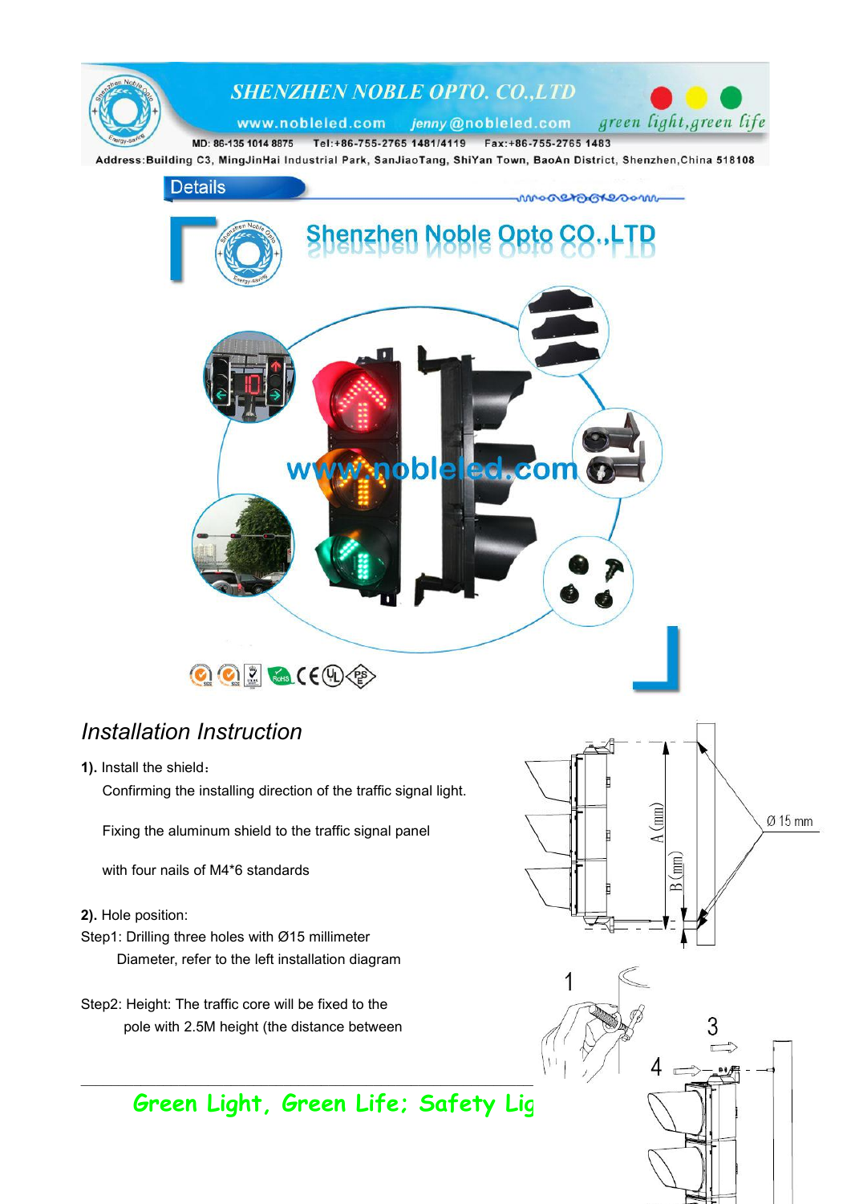## Details

# Shenzhen Noble Opto CO.,LTD

www.nobleled.com

## Installation Instruction

**1).** Install the shield：

Confirming the installing direction of the traffic signal light.

Fixing the aluminum shield to the traffic signal panel

with four nails of M4*6 standards

**2).** Hole position:

Step1: Drilling three holes with Ø15 millimeter

Diameter, refer to the left installation diagram

Step2: Height: The traffic core will be fixed to the

pole with 2.5M height (the distance between

A (mm)

B (mm)

Ø 15 mm

1

3

4

Green Light, Green Life; Safety Lig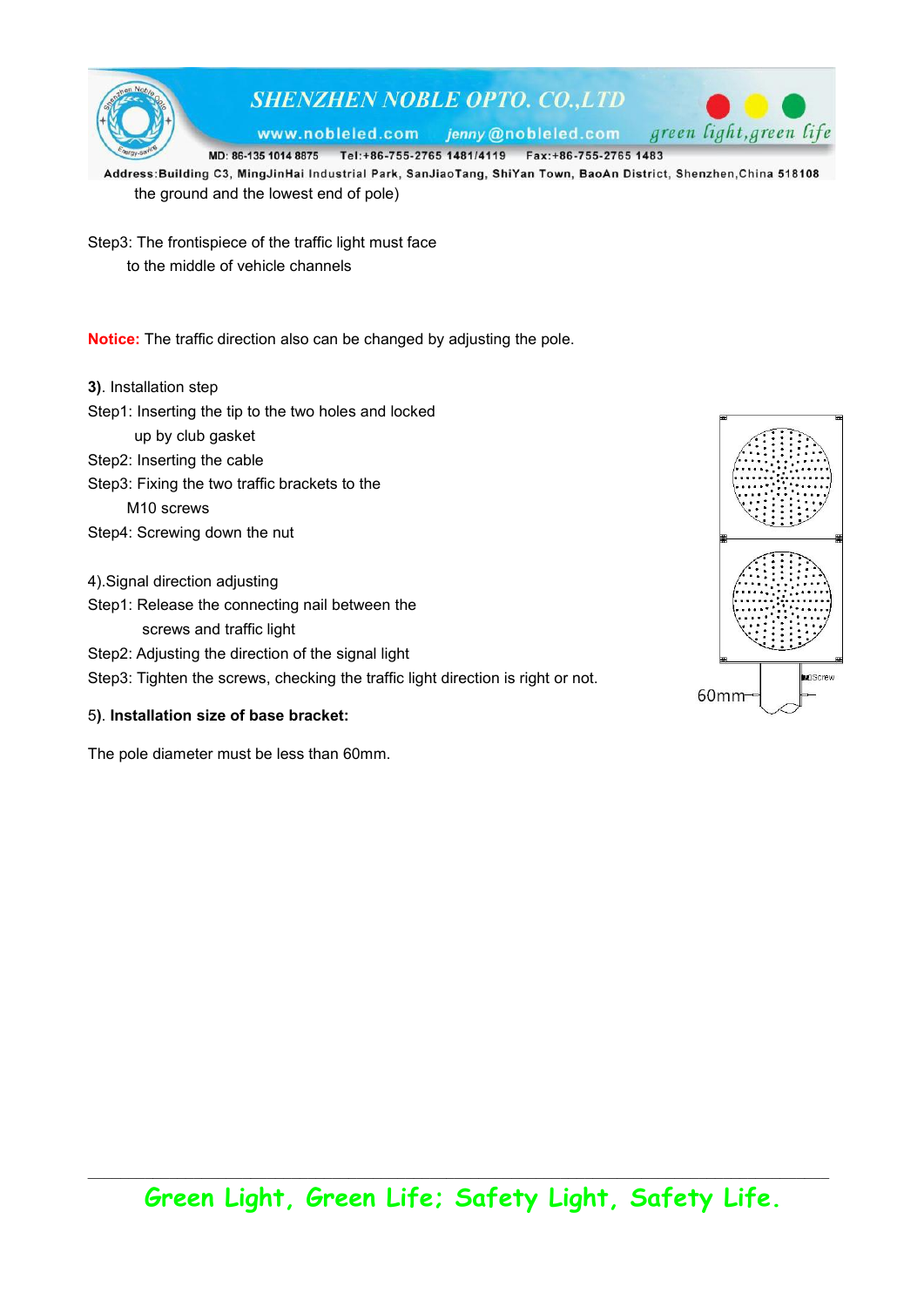the ground and the lowest end of pole)

Step3: The frontispiece of the traffic light must face
to the middle of vehicle channels

**Notice:** The traffic direction also can be changed by adjusting the pole.

**3)**. Installation step

Step1: Inserting the tip to the two holes and locked
up by club gasket

Step2: Inserting the cable

Step3: Fixing the two traffic brackets to the
M10 screws

Step4: Screwing down the nut

4).Signal direction adjusting

Step1: Release the connecting nail between the
screws and traffic light

Step2: Adjusting the direction of the signal light

Step3: Tighten the screws, checking the traffic light direction is right or not.

60mm

Screw

5). **Installation size of base bracket:**

The pole diameter must be less than 60mm.